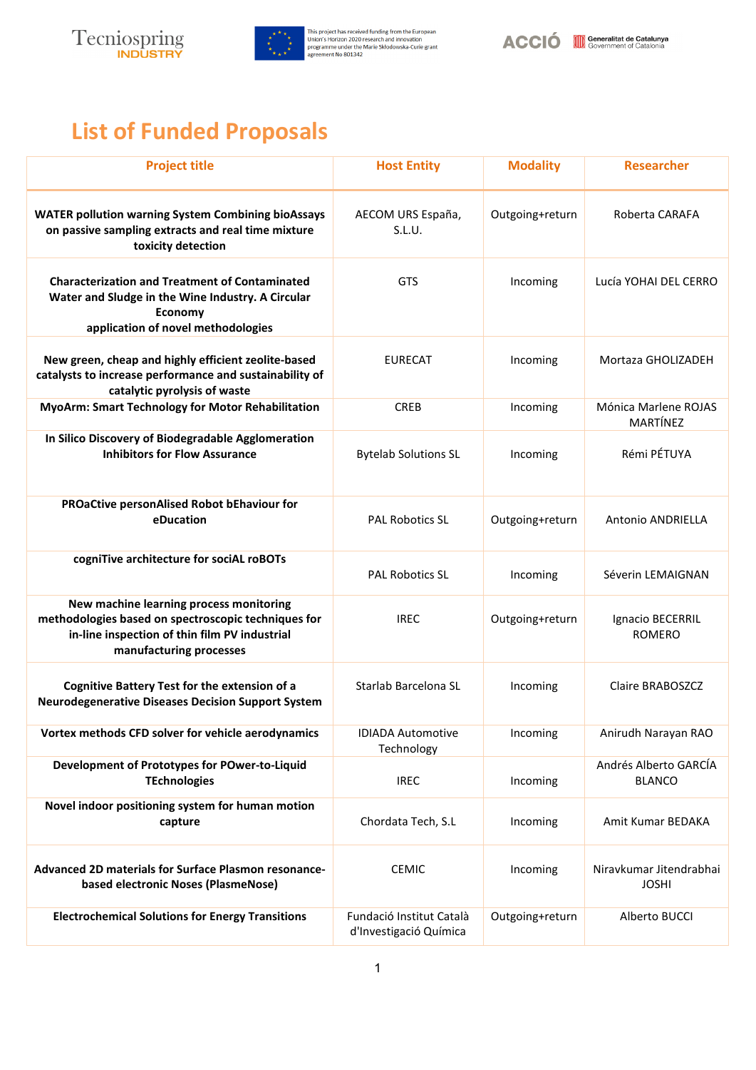# List of Funded Proposals

| Project title | Host Entity | Modality | Researcher |
|---|---|---|---|
| **WATER pollution warning System Combining bioAssays on passive sampling extracts and real time mixture toxicity detection** | AECOM URS España, S.L.U. | Outgoing+return | Roberta CARAFA |
| **Characterization and Treatment of Contaminated Water and Sludge in the Wine Industry. A Circular Economy application of novel methodologies** | GTS | Incoming | Lucía YOHAI DEL CERRO |
| **New green, cheap and highly efficient zeolite-based catalysts to increase performance and sustainability of catalytic pyrolysis of waste** | EURECAT | Incoming | Mortaza GHOLIZADEH |
| **MyoArm: Smart Technology for Motor Rehabilitation** | CREB | Incoming | Mónica Marlene ROJAS MARTÍNEZ |
| **In Silico Discovery of Biodegradable Agglomeration Inhibitors for Flow Assurance** | Bytelab Solutions SL | Incoming | Rémi PÉTUYA |
| **PROaCtive personAlised Robot bEhaviour for eDucation** | PAL Robotics SL | Outgoing+return | Antonio ANDRIELLA |
| **cogniTive architecture for sociAL roBOTs** | PAL Robotics SL | Incoming | Séverin LEMAIGNAN |
| **New machine learning process monitoring methodologies based on spectroscopic techniques for in-line inspection of thin film PV industrial manufacturing processes** | IREC | Outgoing+return | Ignacio BECERRIL ROMERO |
| **Cognitive Battery Test for the extension of a Neurodegenerative Diseases Decision Support System** | Starlab Barcelona SL | Incoming | Claire BRABOSZCZ |
| **Vortex methods CFD solver for vehicle aerodynamics** | IDIADA Automotive Technology | Incoming | Anirudh Narayan RAO |
| **Development of Prototypes for POwer-to-Liquid TEchnologies** | IREC | Incoming | Andrés Alberto GARCÍA BLANCO |
| **Novel indoor positioning system for human motion capture** | Chordata Tech, S.L | Incoming | Amit Kumar BEDAKA |
| **Advanced 2D materials for Surface Plasmon resonance-based electronic Noses (PlasmeNose)** | CEMIC | Incoming | Niravkumar Jitendrabhai JOSHI |
| **Electrochemical Solutions for Energy Transitions** | Fundació Institut Català d'Investigació Química | Outgoing+return | Alberto BUCCI |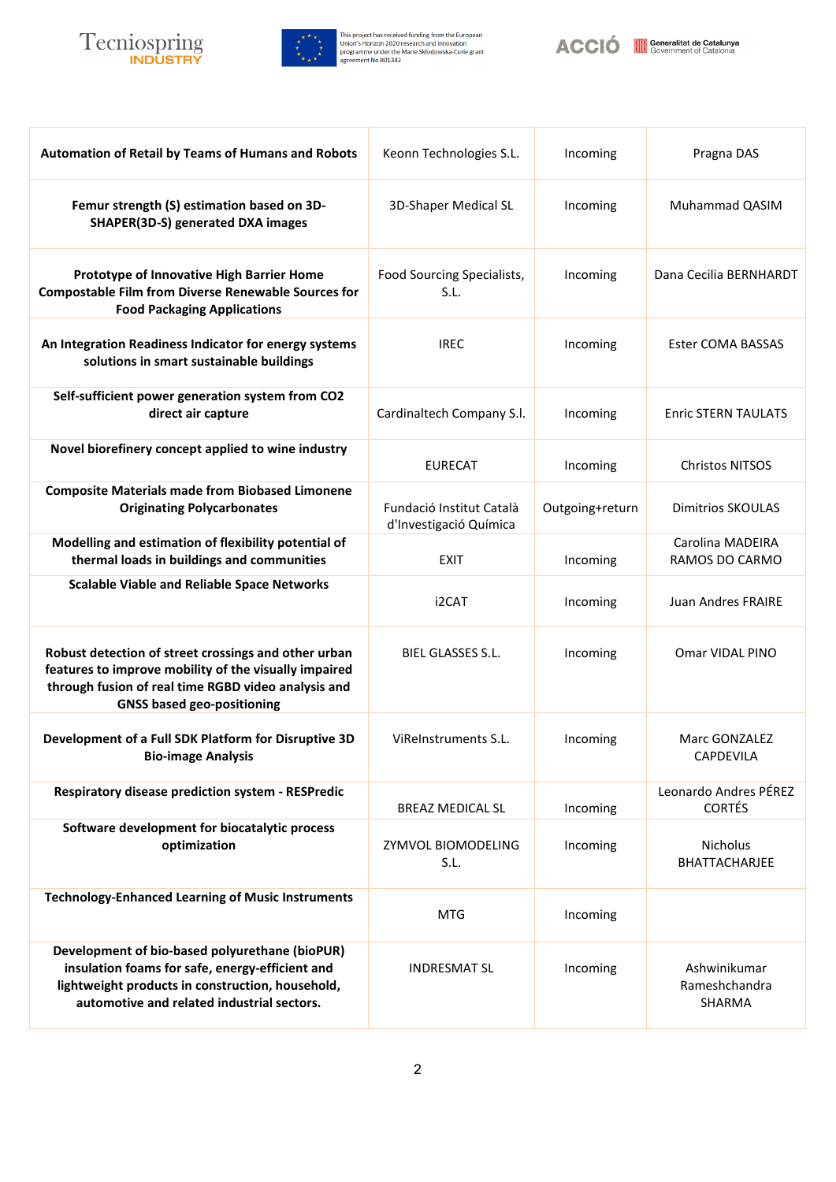| | | | |
|---|---|---|---|
| **Automation of Retail by Teams of Humans and Robots** | Keonn Technologies S.L. | Incoming | Pragna DAS |
| **Femur strength (S) estimation based on 3D-SHAPER(3D-S) generated DXA images** | 3D-Shaper Medical SL | Incoming | Muhammad QASIM |
| **Prototype of Innovative High Barrier Home Compostable Film from Diverse Renewable Sources for Food Packaging Applications** | Food Sourcing Specialists, S.L. | Incoming | Dana Cecilia BERNHARDT |
| **An Integration Readiness Indicator for energy systems solutions in smart sustainable buildings** | IREC | Incoming | Ester COMA BASSAS |
| **Self-sufficient power generation system from CO2 direct air capture** | Cardinaltech Company S.l. | Incoming | Enric STERN TAULATS |
| **Novel biorefinery concept applied to wine industry** | EURECAT | Incoming | Christos NITSOS |
| **Composite Materials made from Biobased Limonene Originating Polycarbonates** | Fundació Institut Català d'Investigació Química | Outgoing+return | Dimitrios SKOULAS |
| **Modelling and estimation of flexibility potential of thermal loads in buildings and communities** | EXIT | Incoming | Carolina MADEIRA RAMOS DO CARMO |
| **Scalable Viable and Reliable Space Networks** | i2CAT | Incoming | Juan Andres FRAIRE |
| **Robust detection of street crossings and other urban features to improve mobility of the visually impaired through fusion of real time RGBD video analysis and GNSS based geo-positioning** | BIEL GLASSES S.L. | Incoming | Omar VIDAL PINO |
| **Development of a Full SDK Platform for Disruptive 3D Bio-image Analysis** | ViReInstruments S.L. | Incoming | Marc GONZALEZ CAPDEVILA |
| **Respiratory disease prediction system - RESPredic** | BREAZ MEDICAL SL | Incoming | Leonardo Andres PÉREZ CORTÉS |
| **Software development for biocatalytic process optimization** | ZYMVOL BIOMODELING S.L. | Incoming | Nicholus BHATTACHARJEE |
| **Technology-Enhanced Learning of Music Instruments** | MTG | Incoming | |
| **Development of bio-based polyurethane (bioPUR) insulation foams for safe, energy-efficient and lightweight products in construction, household, automotive and related industrial sectors.** | INDRESMAT SL | Incoming | Ashwinikumar Rameshchandra SHARMA |